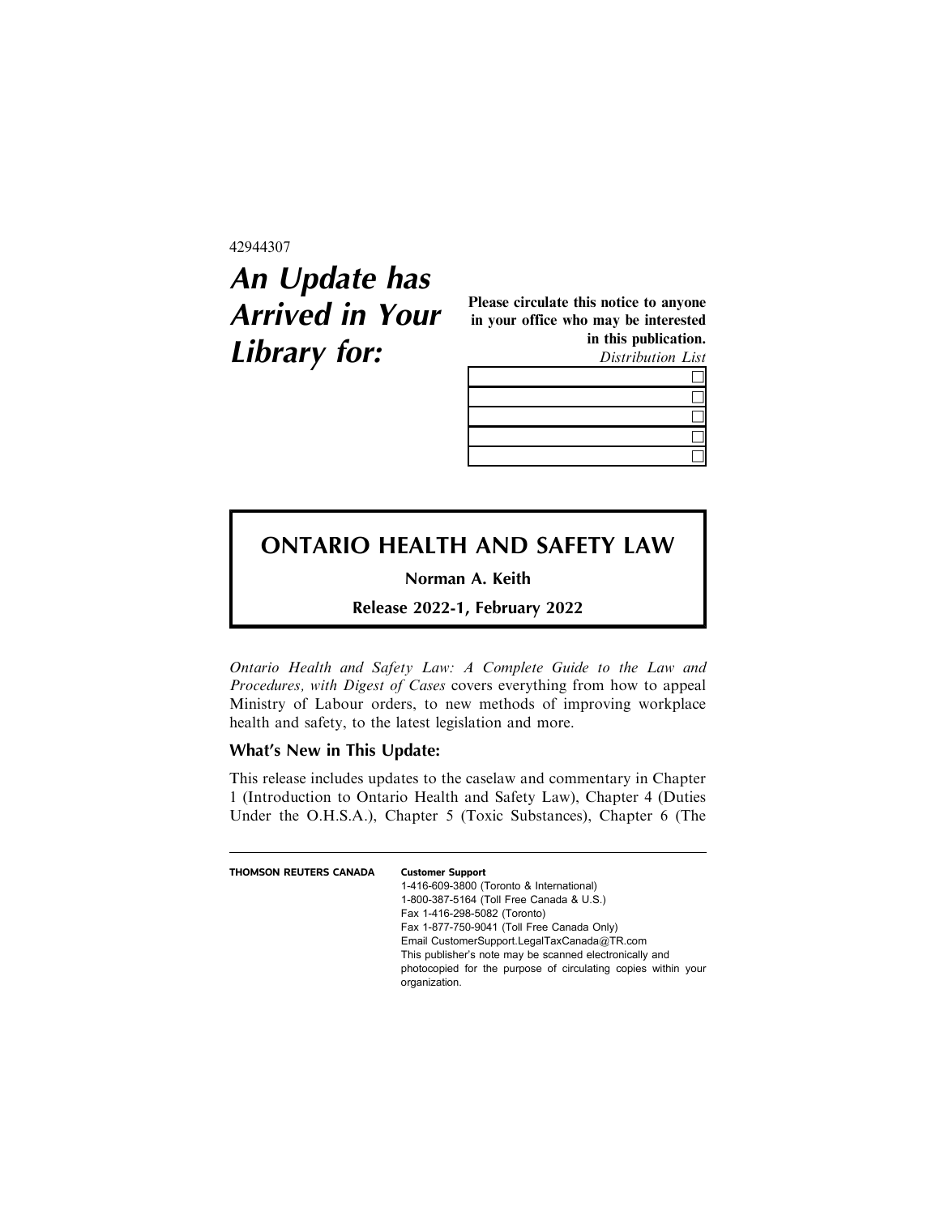42944307

# An Update has Arrived in Your Library for:

**Please circulate this notice to anyone in your office who may be interested in this publication.**

*Distribution List*

| | |
|---|---|
| | ☐ |
| | ☐ |
| | ☐ |
| | ☐ |
| | ☐ |

## ONTARIO HEALTH AND SAFETY LAW

**Norman A. Keith**

**Release 2022-1, February 2022**

*Ontario Health and Safety Law: A Complete Guide to the Law and Procedures, with Digest of Cases* covers everything from how to appeal Ministry of Labour orders, to new methods of improving workplace health and safety, to the latest legislation and more.

### What's New in This Update:

This release includes updates to the caselaw and commentary in Chapter 1 (Introduction to Ontario Health and Safety Law), Chapter 4 (Duties Under the O.H.S.A.), Chapter 5 (Toxic Substances), Chapter 6 (The

---

**THOMSON REUTERS CANADA**

**Customer Support**

1-416-609-3800 (Toronto & International)

1-800-387-5164 (Toll Free Canada & U.S.)

Fax 1-416-298-5082 (Toronto)

Fax 1-877-750-9041 (Toll Free Canada Only)

Email CustomerSupport.LegalTaxCanada@TR.com

This publisher's note may be scanned electronically and photocopied for the purpose of circulating copies within your organization.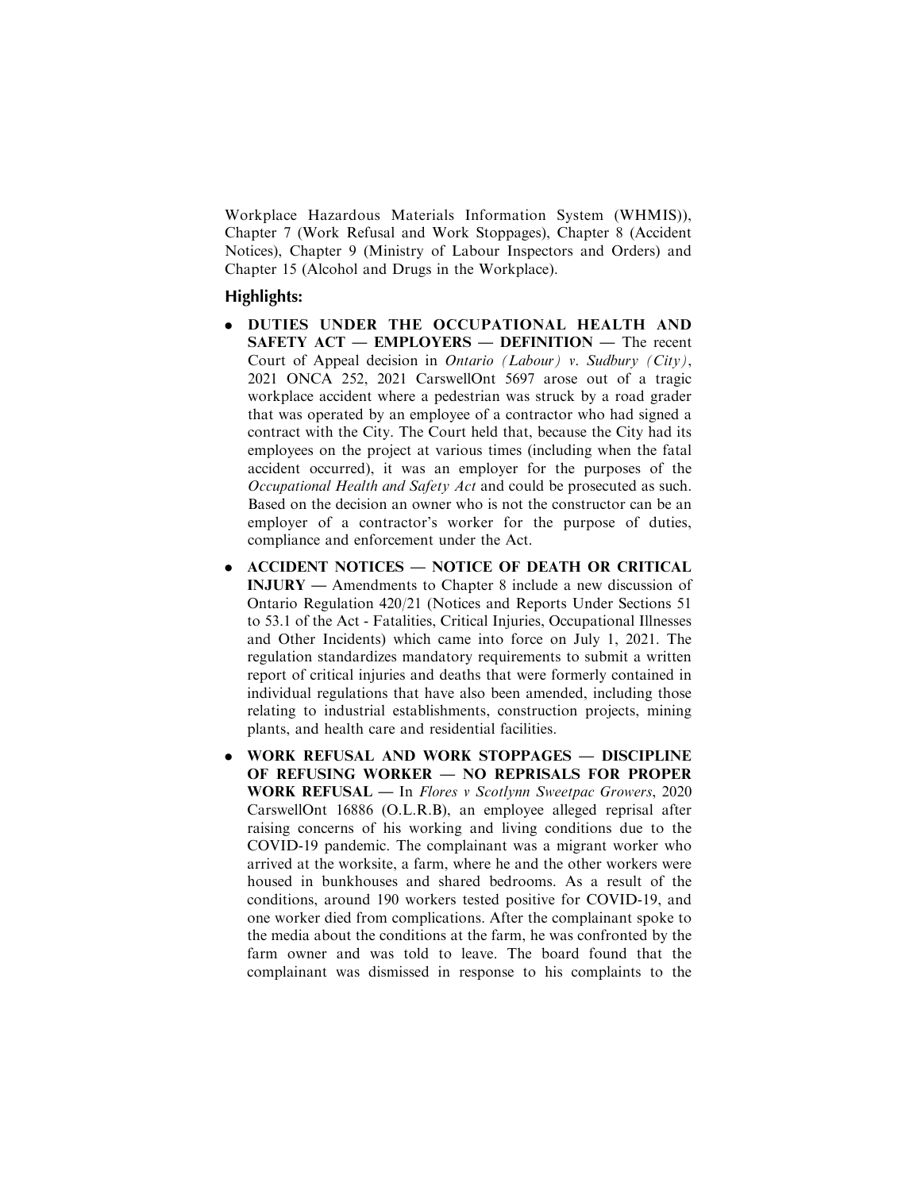Workplace Hazardous Materials Information System (WHMIS)), Chapter 7 (Work Refusal and Work Stoppages), Chapter 8 (Accident Notices), Chapter 9 (Ministry of Labour Inspectors and Orders) and Chapter 15 (Alcohol and Drugs in the Workplace).

## Highlights:

- **DUTIES UNDER THE OCCUPATIONAL HEALTH AND SAFETY ACT — EMPLOYERS — DEFINITION —** The recent Court of Appeal decision in *Ontario (Labour) v. Sudbury (City)*, 2021 ONCA 252, 2021 CarswellOnt 5697 arose out of a tragic workplace accident where a pedestrian was struck by a road grader that was operated by an employee of a contractor who had signed a contract with the City. The Court held that, because the City had its employees on the project at various times (including when the fatal accident occurred), it was an employer for the purposes of the *Occupational Health and Safety Act* and could be prosecuted as such. Based on the decision an owner who is not the constructor can be an employer of a contractor's worker for the purpose of duties, compliance and enforcement under the Act.
- **ACCIDENT NOTICES — NOTICE OF DEATH OR CRITICAL INJURY —** Amendments to Chapter 8 include a new discussion of Ontario Regulation 420/21 (Notices and Reports Under Sections 51 to 53.1 of the Act - Fatalities, Critical Injuries, Occupational Illnesses and Other Incidents) which came into force on July 1, 2021. The regulation standardizes mandatory requirements to submit a written report of critical injuries and deaths that were formerly contained in individual regulations that have also been amended, including those relating to industrial establishments, construction projects, mining plants, and health care and residential facilities.
- **WORK REFUSAL AND WORK STOPPAGES — DISCIPLINE OF REFUSING WORKER — NO REPRISALS FOR PROPER WORK REFUSAL —** In *Flores v Scotlynn Sweetpac Growers*, 2020 CarswellOnt 16886 (O.L.R.B), an employee alleged reprisal after raising concerns of his working and living conditions due to the COVID-19 pandemic. The complainant was a migrant worker who arrived at the worksite, a farm, where he and the other workers were housed in bunkhouses and shared bedrooms. As a result of the conditions, around 190 workers tested positive for COVID-19, and one worker died from complications. After the complainant spoke to the media about the conditions at the farm, he was confronted by the farm owner and was told to leave. The board found that the complainant was dismissed in response to his complaints to the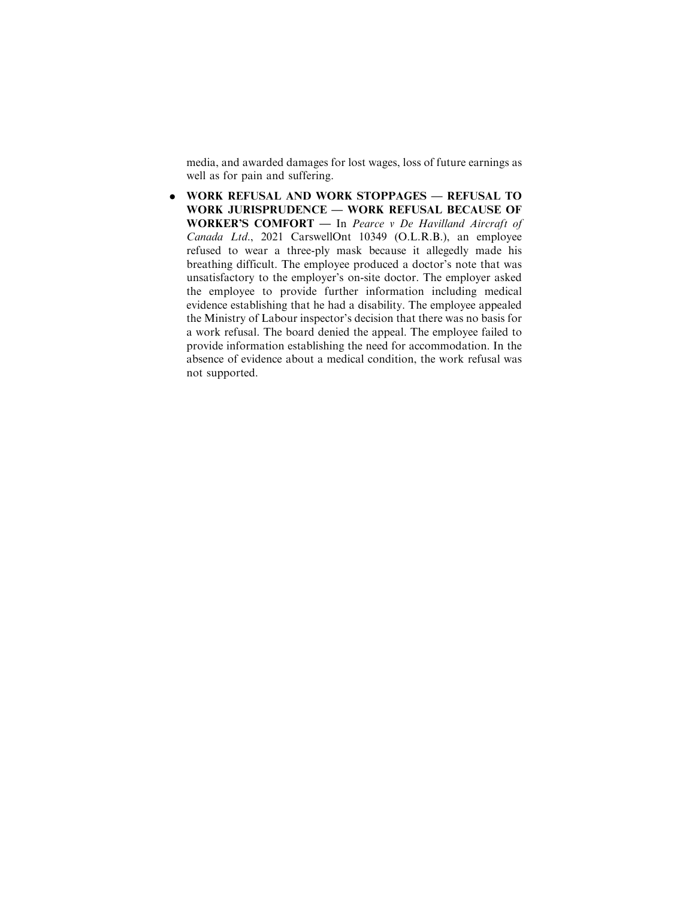media, and awarded damages for lost wages, loss of future earnings as well as for pain and suffering.

- **WORK REFUSAL AND WORK STOPPAGES — REFUSAL TO WORK JURISPRUDENCE — WORK REFUSAL BECAUSE OF WORKER'S COMFORT —** In *Pearce v De Havilland Aircraft of Canada Ltd.*, 2021 CarswellOnt 10349 (O.L.R.B.), an employee refused to wear a three-ply mask because it allegedly made his breathing difficult. The employee produced a doctor's note that was unsatisfactory to the employer's on-site doctor. The employer asked the employee to provide further information including medical evidence establishing that he had a disability. The employee appealed the Ministry of Labour inspector's decision that there was no basis for a work refusal. The board denied the appeal. The employee failed to provide information establishing the need for accommodation. In the absence of evidence about a medical condition, the work refusal was not supported.